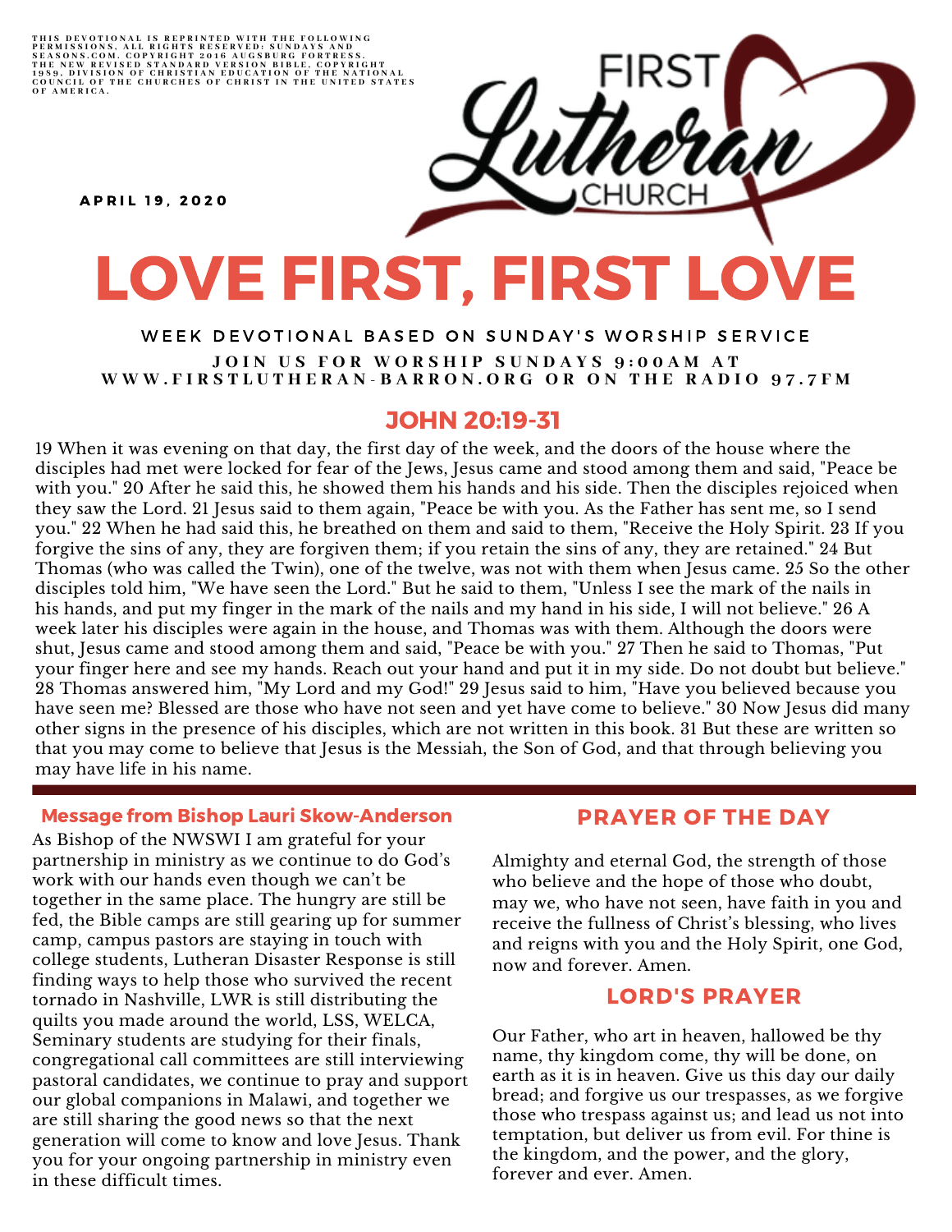THIS DEVOTIONAL IS REPRINTED WITH THE FOLLOWING PERMISSIONS, ALL RIGHTS RESERVED: SUNDAYS AND SEASONS.COM. COPYRIGHT 2016 AUGSBURG FORTRESS. THE NEW REVISED STANDARD VERSION BIBLE, COPYRIGHT 1989, DIVISION OF CHRISTIAN EDUCATION OF THE NATIONAL COUNCIL OF THE CHURCHES OF CHRIST IN THE UNITED STATES OF AMERICA.

APRIL 19, 2020

FIRST Lutheran CHURCH

# LOVE FIRST, FIRST LOVE

WEEK DEVOTIONAL BASED ON SUNDAY'S WORSHIP SERVICE

JOIN US FOR WORSHIP SUNDAYS 9:00AM AT WWW.FIRSTLUTHERAN-BARRON.ORG OR ON THE RADIO 97.7FM

## JOHN 20:19-31

19 When it was evening on that day, the first day of the week, and the doors of the house where the disciples had met were locked for fear of the Jews, Jesus came and stood among them and said, "Peace be with you." 20 After he said this, he showed them his hands and his side. Then the disciples rejoiced when they saw the Lord. 21 Jesus said to them again, "Peace be with you. As the Father has sent me, so I send you." 22 When he had said this, he breathed on them and said to them, "Receive the Holy Spirit. 23 If you forgive the sins of any, they are forgiven them; if you retain the sins of any, they are retained." 24 But Thomas (who was called the Twin), one of the twelve, was not with them when Jesus came. 25 So the other disciples told him, "We have seen the Lord." But he said to them, "Unless I see the mark of the nails in his hands, and put my finger in the mark of the nails and my hand in his side, I will not believe." 26 A week later his disciples were again in the house, and Thomas was with them. Although the doors were shut, Jesus came and stood among them and said, "Peace be with you." 27 Then he said to Thomas, "Put your finger here and see my hands. Reach out your hand and put it in my side. Do not doubt but believe." 28 Thomas answered him, "My Lord and my God!" 29 Jesus said to him, "Have you believed because you have seen me? Blessed are those who have not seen and yet have come to believe." 30 Now Jesus did many other signs in the presence of his disciples, which are not written in this book. 31 But these are written so that you may come to believe that Jesus is the Messiah, the Son of God, and that through believing you may have life in his name.

### Message from Bishop Lauri Skow-Anderson

As Bishop of the NWSWI I am grateful for your partnership in ministry as we continue to do God's work with our hands even though we can't be together in the same place. The hungry are still be fed, the Bible camps are still gearing up for summer camp, campus pastors are staying in touch with college students, Lutheran Disaster Response is still finding ways to help those who survived the recent tornado in Nashville, LWR is still distributing the quilts you made around the world, LSS, WELCA, Seminary students are studying for their finals, congregational call committees are still interviewing pastoral candidates, we continue to pray and support our global companions in Malawi, and together we are still sharing the good news so that the next generation will come to know and love Jesus. Thank you for your ongoing partnership in ministry even in these difficult times.

### PRAYER OF THE DAY

Almighty and eternal God, the strength of those who believe and the hope of those who doubt, may we, who have not seen, have faith in you and receive the fullness of Christ's blessing, who lives and reigns with you and the Holy Spirit, one God, now and forever. Amen.

### LORD'S PRAYER

Our Father, who art in heaven, hallowed be thy name, thy kingdom come, thy will be done, on earth as it is in heaven. Give us this day our daily bread; and forgive us our trespasses, as we forgive those who trespass against us; and lead us not into temptation, but deliver us from evil. For thine is the kingdom, and the power, and the glory, forever and ever. Amen.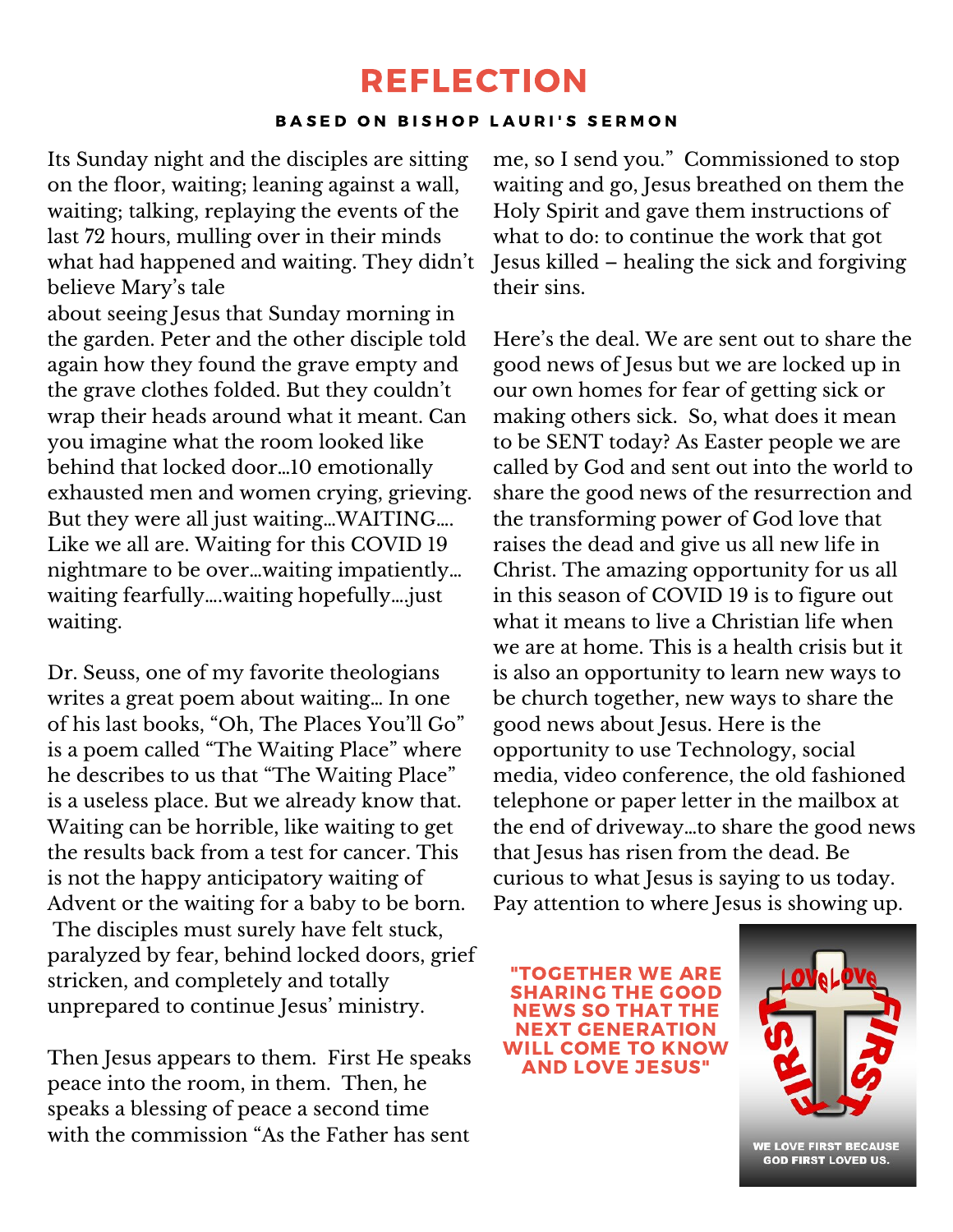# REFLECTION

**BASED ON BISHOP LAURI'S SERMON**

Its Sunday night and the disciples are sitting on the floor, waiting; leaning against a wall, waiting; talking, replaying the events of the last 72 hours, mulling over in their minds what had happened and waiting. They didn't believe Mary's tale about seeing Jesus that Sunday morning in the garden. Peter and the other disciple told again how they found the grave empty and the grave clothes folded. But they couldn't wrap their heads around what it meant. Can you imagine what the room looked like behind that locked door…10 emotionally exhausted men and women crying, grieving. But they were all just waiting…WAITING…. Like we all are. Waiting for this COVID 19 nightmare to be over…waiting impatiently… waiting fearfully….waiting hopefully….just waiting.

Dr. Seuss, one of my favorite theologians writes a great poem about waiting… In one of his last books, "Oh, The Places You'll Go" is a poem called "The Waiting Place" where he describes to us that "The Waiting Place" is a useless place. But we already know that. Waiting can be horrible, like waiting to get the results back from a test for cancer. This is not the happy anticipatory waiting of Advent or the waiting for a baby to be born. The disciples must surely have felt stuck, paralyzed by fear, behind locked doors, grief stricken, and completely and totally unprepared to continue Jesus' ministry.

Then Jesus appears to them. First He speaks peace into the room, in them. Then, he speaks a blessing of peace a second time with the commission "As the Father has sent me, so I send you." Commissioned to stop waiting and go, Jesus breathed on them the Holy Spirit and gave them instructions of what to do: to continue the work that got Jesus killed – healing the sick and forgiving their sins.

Here's the deal. We are sent out to share the good news of Jesus but we are locked up in our own homes for fear of getting sick or making others sick. So, what does it mean to be SENT today? As Easter people we are called by God and sent out into the world to share the good news of the resurrection and the transforming power of God love that raises the dead and give us all new life in Christ. The amazing opportunity for us all in this season of COVID 19 is to figure out what it means to live a Christian life when we are at home. This is a health crisis but it is also an opportunity to learn new ways to be church together, new ways to share the good news about Jesus. Here is the opportunity to use Technology, social media, video conference, the old fashioned telephone or paper letter in the mailbox at the end of driveway…to share the good news that Jesus has risen from the dead. Be curious to what Jesus is saying to us today. Pay attention to where Jesus is showing up.

**"TOGETHER WE ARE SHARING THE GOOD NEWS SO THAT THE NEXT GENERATION WILL COME TO KNOW AND LOVE JESUS"**

LOVE LOVE FIRST FIRST

WE LOVE FIRST BECAUSE GOD FIRST LOVED US.